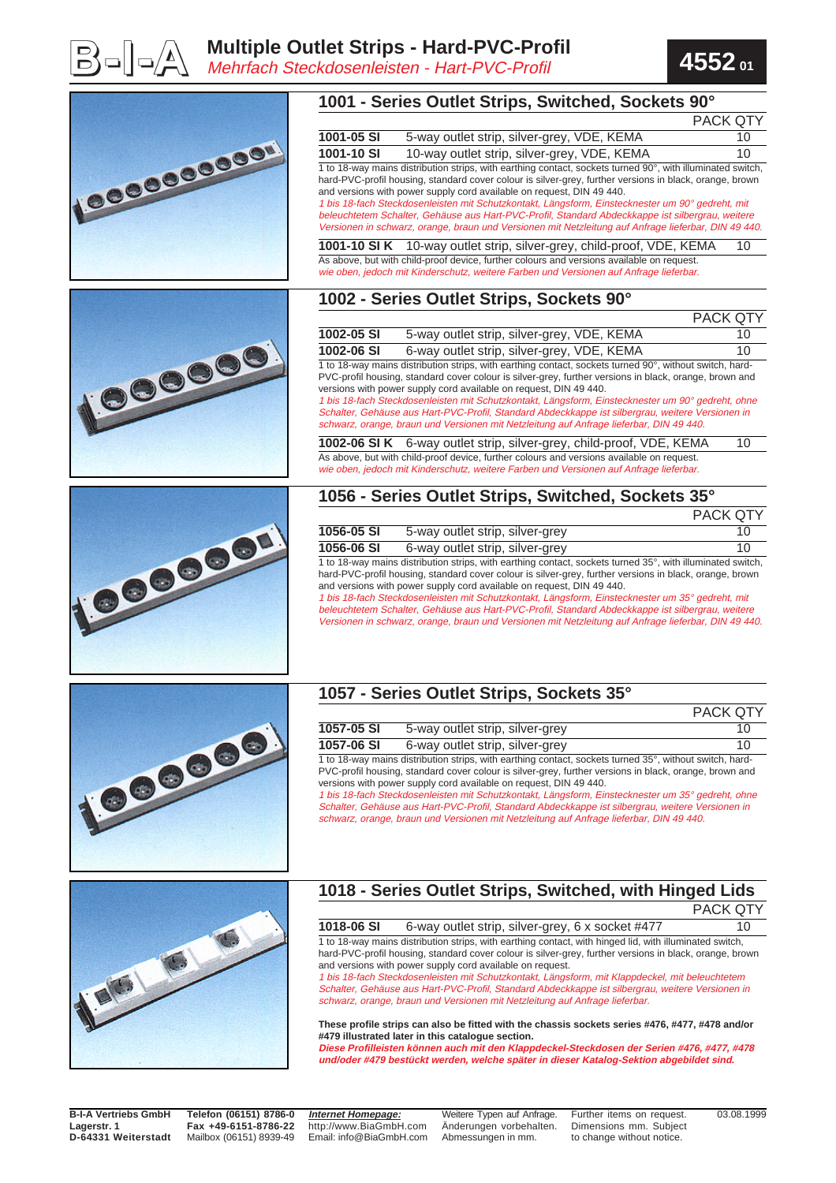# Multiple Outlet Strips - Hard-PVC-Profil

*Mehrfach Steckdosenleisten - Hart-PVC-Profil*

**4552 01**

## 1001 - Series Outlet Strips, Switched, Sockets 90°

| | | PACK QTY |
|---|---|---|
| **1001-05 SI** | 5-way outlet strip, silver-grey, VDE, KEMA | 10 |
| **1001-10 SI** | 10-way outlet strip, silver-grey, VDE, KEMA | 10 |

1 to 18-way mains distribution strips, with earthing contact, sockets turned 90°, with illuminated switch, hard-PVC-profil housing, standard cover colour is silver-grey, further versions in black, orange, brown and versions with power supply cord available on request, DIN 49 440.

*1 bis 18-fach Steckdosenleisten mit Schutzkontakt, Längsform, Einstecknester um 90° gedreht, mit beleuchtetem Schalter, Gehäuse aus Hart-PVC-Profil, Standard Abdeckkappe ist silbergrau, weitere Versionen in schwarz, orange, braun und Versionen mit Netzleitung auf Anfrage lieferbar, DIN 49 440.*

| | | |
|---|---|---|
| **1001-10 SI K** | 10-way outlet strip, silver-grey, child-proof, VDE, KEMA | 10 |

As above, but with child-proof device, further colours and versions available on request.

*wie oben, jedoch mit Kinderschutz, weitere Farben und Versionen auf Anfrage lieferbar.*

## 1002 - Series Outlet Strips, Sockets 90°

| | | PACK QTY |
|---|---|---|
| **1002-05 SI** | 5-way outlet strip, silver-grey, VDE, KEMA | 10 |
| **1002-06 SI** | 6-way outlet strip, silver-grey, VDE, KEMA | 10 |

1 to 18-way mains distribution strips, with earthing contact, sockets turned 90°, without switch, hard-PVC-profil housing, standard cover colour is silver-grey, further versions in black, orange, brown and versions with power supply cord available on request, DIN 49 440.

*1 bis 18-fach Steckdosenleisten mit Schutzkontakt, Längsform, Einstecknester um 90° gedreht, ohne Schalter, Gehäuse aus Hart-PVC-Profil, Standard Abdeckkappe ist silbergrau, weitere Versionen in schwarz, orange, braun und Versionen mit Netzleitung auf Anfrage lieferbar, DIN 49 440.*

| | | |
|---|---|---|
| **1002-06 SI K** | 6-way outlet strip, silver-grey, child-proof, VDE, KEMA | 10 |

As above, but with child-proof device, further colours and versions available on request.

*wie oben, jedoch mit Kinderschutz, weitere Farben und Versionen auf Anfrage lieferbar.*

## 1056 - Series Outlet Strips, Switched, Sockets 35°

| | | PACK QTY |
|---|---|---|
| **1056-05 SI** | 5-way outlet strip, silver-grey | 10 |
| **1056-06 SI** | 6-way outlet strip, silver-grey | 10 |

1 to 18-way mains distribution strips, with earthing contact, sockets turned 35°, with illuminated switch, hard-PVC-profil housing, standard cover colour is silver-grey, further versions in black, orange, brown and versions with power supply cord available on request, DIN 49 440.

*1 bis 18-fach Steckdosenleisten mit Schutzkontakt, Längsform, Einstecknester um 35° gedreht, mit beleuchtetem Schalter, Gehäuse aus Hart-PVC-Profil, Standard Abdeckkappe ist silbergrau, weitere Versionen in schwarz, orange, braun und Versionen mit Netzleitung auf Anfrage lieferbar, DIN 49 440.*

## 1057 - Series Outlet Strips, Sockets 35°

| | | PACK QTY |
|---|---|---|
| **1057-05 SI** | 5-way outlet strip, silver-grey | 10 |
| **1057-06 SI** | 6-way outlet strip, silver-grey | 10 |

1 to 18-way mains distribution strips, with earthing contact, sockets turned 35°, without switch, hard-PVC-profil housing, standard cover colour is silver-grey, further versions in black, orange, brown and versions with power supply cord available on request, DIN 49 440.

*1 bis 18-fach Steckdosenleisten mit Schutzkontakt, Längsform, Einstecknester um 35° gedreht, ohne Schalter, Gehäuse aus Hart-PVC-Profil, Standard Abdeckkappe ist silbergrau, weitere Versionen in schwarz, orange, braun und Versionen mit Netzleitung auf Anfrage lieferbar, DIN 49 440.*

## 1018 - Series Outlet Strips, Switched, with Hinged Lids

| | | PACK QTY |
|---|---|---|
| **1018-06 SI** | 6-way outlet strip, silver-grey, 6 x socket #477 | 10 |

1 to 18-way mains distribution strips, with earthing contact, with hinged lid, with illuminated switch, hard-PVC-profil housing, standard cover colour is silver-grey, further versions in black, orange, brown and versions with power supply cord available on request.

*1 bis 18-fach Steckdosenleisten mit Schutzkontakt, Längsform, mit Klappdeckel, mit beleuchtetem Schalter, Gehäuse aus Hart-PVC-Profil, Standard Abdeckkappe ist silbergrau, weitere Versionen in schwarz, orange, braun und Versionen mit Netzleitung auf Anfrage lieferbar.*

**These profile strips can also be fitted with the chassis sockets series #476, #477, #478 and/or #479 illustrated later in this catalogue section.**

***Diese Profilleisten können auch mit den Klappdeckel-Steckdosen der Serien #476, #477, #478 und/oder #479 bestückt werden, welche später in dieser Katalog-Sektion abgebildet sind.***

**B-I-A Vertriebs GmbH**
**Lagerstr. 1**
**D-64331 Weiterstadt**

**Telefon (06151) 8786-0**
**Fax +49-6151-8786-22**
Mailbox (06151) 8939-49

***Internet Homepage:***
http://www.BiaGmbH.com
Email: info@BiaGmbH.com

Weitere Typen auf Anfrage. Änderungen vorbehalten. Abmessungen in mm.

Further items on request. Dimensions mm. Subject to change without notice.

03.08.1999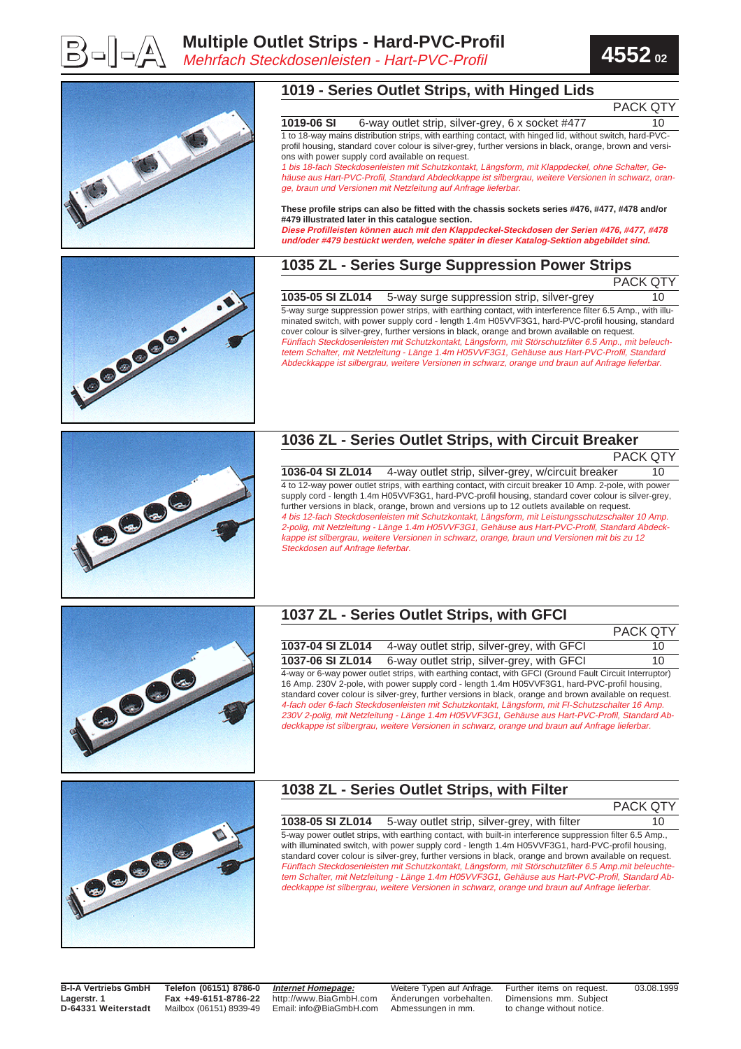# Multiple Outlet Strips - Hard-PVC-Profil

*Mehrfach Steckdosenleisten - Hart-PVC-Profil*

**4552 02**

## 1019 - Series Outlet Strips, with Hinged Lids

| | | PACK QTY |
|---|---|---|
| **1019-06 SI** | 6-way outlet strip, silver-grey, 6 x socket #477 | 10 |

1 to 18-way mains distribution strips, with earthing contact, with hinged lid, without switch, hard-PVC-profil housing, standard cover colour is silver-grey, further versions in black, orange, brown and versions with power supply cord available on request.

*1 bis 18-fach Steckdosenleisten mit Schutzkontakt, Längsform, mit Klappdeckel, ohne Schalter, Gehäuse aus Hart-PVC-Profil, Standard Abdeckkappe ist silbergrau, weitere Versionen in schwarz, orange, braun und Versionen mit Netzleitung auf Anfrage lieferbar.*

**These profile strips can also be fitted with the chassis sockets series #476, #477, #478 and/or #479 illustrated later in this catalogue section.**

***Diese Profilleisten können auch mit den Klappdeckel-Steckdosen der Serien #476, #477, #478 und/oder #479 bestückt werden, welche später in dieser Katalog-Sektion abgebildet sind.***

## 1035 ZL - Series Surge Suppression Power Strips

| | | PACK QTY |
|---|---|---|
| **1035-05 SI ZL014** | 5-way surge suppression strip, silver-grey | 10 |

5-way surge suppression power strips, with earthing contact, with interference filter 6.5 Amp., with illuminated switch, with power supply cord - length 1.4m H05VVF3G1, hard-PVC-profil housing, standard cover colour is silver-grey, further versions in black, orange and brown available on request.

*Fünffach Steckdosenleisten mit Schutzkontakt, Längsform, mit Störschutzfilter 6.5 Amp., mit beleuchtetem Schalter, mit Netzleitung - Länge 1.4m H05VVF3G1, Gehäuse aus Hart-PVC-Profil, Standard Abdeckkappe ist silbergrau, weitere Versionen in schwarz, orange und braun auf Anfrage lieferbar.*

## 1036 ZL - Series Outlet Strips, with Circuit Breaker

| | | PACK QTY |
|---|---|---|
| **1036-04 SI ZL014** | 4-way outlet strip, silver-grey, w/circuit breaker | 10 |

4 to 12-way power outlet strips, with earthing contact, with circuit breaker 10 Amp. 2-pole, with power supply cord - length 1.4m H05VVF3G1, hard-PVC-profil housing, standard cover colour is silver-grey, further versions in black, orange, brown and versions up to 12 outlets available on request.

*4 bis 12-fach Steckdosenleisten mit Schutzkontakt, Längsform, mit Leistungsschutzschalter 10 Amp. 2-polig, mit Netzleitung - Länge 1.4m H05VVF3G1, Gehäuse aus Hart-PVC-Profil, Standard Abdeckkappe ist silbergrau, weitere Versionen in schwarz, orange, braun und Versionen mit bis zu 12 Steckdosen auf Anfrage lieferbar.*

## 1037 ZL - Series Outlet Strips, with GFCI

| | | PACK QTY |
|---|---|---|
| **1037-04 SI ZL014** | 4-way outlet strip, silver-grey, with GFCI | 10 |
| **1037-06 SI ZL014** | 6-way outlet strip, silver-grey, with GFCI | 10 |

4-way or 6-way power outlet strips, with earthing contact, with GFCI (Ground Fault Circuit Interruptor) 16 Amp. 230V 2-pole, with power supply cord - length 1.4m H05VVF3G1, hard-PVC-profil housing, standard cover colour is silver-grey, further versions in black, orange and brown available on request.

*4-fach oder 6-fach Steckdosenleisten mit Schutzkontakt, Längsform, mit FI-Schutzschalter 16 Amp. 230V 2-polig, mit Netzleitung - Länge 1.4m H05VVF3G1, Gehäuse aus Hart-PVC-Profil, Standard Abdeckkappe ist silbergrau, weitere Versionen in schwarz, orange und braun auf Anfrage lieferbar.*

## 1038 ZL - Series Outlet Strips, with Filter

| | | PACK QTY |
|---|---|---|
| **1038-05 SI ZL014** | 5-way outlet strip, silver-grey, with filter | 10 |

5-way power outlet strips, with earthing contact, with built-in interference suppression filter 6.5 Amp., with illuminated switch, with power supply cord - length 1.4m H05VVF3G1, hard-PVC-profil housing, standard cover colour is silver-grey, further versions in black, orange and brown available on request.

*Fünffach Steckdosenleisten mit Schutzkontakt, Längsform, mit Störschutzfilter 6.5 Amp.mit beleuchtetem Schalter, mit Netzleitung - Länge 1.4m H05VVF3G1, Gehäuse aus Hart-PVC-Profil, Standard Abdeckkappe ist silbergrau, weitere Versionen in schwarz, orange und braun auf Anfrage lieferbar.*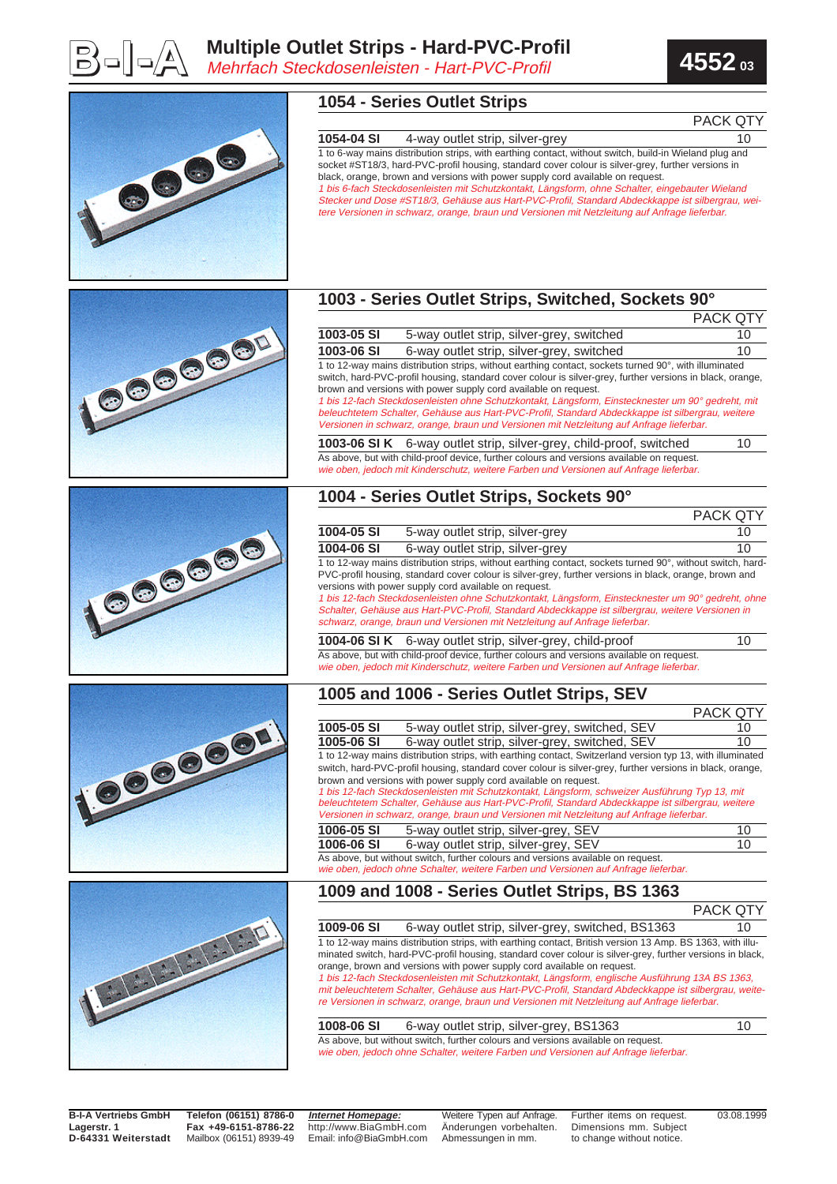# Multiple Outlet Strips - Hard-PVC-Profil

*Mehrfach Steckdosenleisten - Hart-PVC-Profil*

**4552** 03

## 1054 - Series Outlet Strips

| | | PACK QTY |
|---|---|---|
| **1054-04 SI** | 4-way outlet strip, silver-grey | 10 |

1 to 6-way mains distribution strips, with earthing contact, without switch, build-in Wieland plug and socket #ST18/3, hard-PVC-profil housing, standard cover colour is silver-grey, further versions in black, orange, brown and versions with power supply cord available on request.

*1 bis 6-fach Steckdosenleisten mit Schutzkontakt, Längsform, ohne Schalter, eingebauter Wieland Stecker und Dose #ST18/3, Gehäuse aus Hart-PVC-Profil, Standard Abdeckkappe ist silbergrau, weitere Versionen in schwarz, orange, braun und Versionen mit Netzleitung auf Anfrage lieferbar.*

## 1003 - Series Outlet Strips, Switched, Sockets 90°

| | | PACK QTY |
|---|---|---|
| **1003-05 SI** | 5-way outlet strip, silver-grey, switched | 10 |
| **1003-06 SI** | 6-way outlet strip, silver-grey, switched | 10 |

1 to 12-way mains distribution strips, without earthing contact, sockets turned 90°, with illuminated switch, hard-PVC-profil housing, standard cover colour is silver-grey, further versions in black, orange, brown and versions with power supply cord available on request.

*1 bis 12-fach Steckdosenleisten ohne Schutzkontakt, Längsform, Einstecknester um 90° gedreht, mit beleuchtetem Schalter, Gehäuse aus Hart-PVC-Profil, Standard Abdeckkappe ist silbergrau, weitere Versionen in schwarz, orange, braun und Versionen mit Netzleitung auf Anfrage lieferbar.*

| | | |
|---|---|---|
| **1003-06 SI K** | 6-way outlet strip, silver-grey, child-proof, switched | 10 |

As above, but with child-proof device, further colours and versions available on request.

*wie oben, jedoch mit Kinderschutz, weitere Farben und Versionen auf Anfrage lieferbar.*

## 1004 - Series Outlet Strips, Sockets 90°

| | | PACK QTY |
|---|---|---|
| **1004-05 SI** | 5-way outlet strip, silver-grey | 10 |
| **1004-06 SI** | 6-way outlet strip, silver-grey | 10 |

1 to 12-way mains distribution strips, without earthing contact, sockets turned 90°, without switch, hard-PVC-profil housing, standard cover colour is silver-grey, further versions in black, orange, brown and versions with power supply cord available on request.

*1 bis 12-fach Steckdosenleisten ohne Schutzkontakt, Längsform, Einstecknester um 90° gedreht, ohne Schalter, Gehäuse aus Hart-PVC-Profil, Standard Abdeckkappe ist silbergrau, weitere Versionen in schwarz, orange, braun und Versionen mit Netzleitung auf Anfrage lieferbar.*

| | | |
|---|---|---|
| **1004-06 SI K** | 6-way outlet strip, silver-grey, child-proof | 10 |

As above, but with child-proof device, further colours and versions available on request.

*wie oben, jedoch mit Kinderschutz, weitere Farben und Versionen auf Anfrage lieferbar.*

## 1005 and 1006 - Series Outlet Strips, SEV

| | | PACK QTY |
|---|---|---|
| **1005-05 SI** | 5-way outlet strip, silver-grey, switched, SEV | 10 |
| **1005-06 SI** | 6-way outlet strip, silver-grey, switched, SEV | 10 |

1 to 12-way mains distribution strips, with earthing contact, Switzerland version typ 13, with illuminated switch, hard-PVC-profil housing, standard cover colour is silver-grey, further versions in black, orange, brown and versions with power supply cord available on request.

*1 bis 12-fach Steckdosenleisten mit Schutzkontakt, Längsform, schweizer Ausführung Typ 13, mit beleuchtetem Schalter, Gehäuse aus Hart-PVC-Profil, Standard Abdeckkappe ist silbergrau, weitere Versionen in schwarz, orange, braun und Versionen mit Netzleitung auf Anfrage lieferbar.*

| | | |
|---|---|---|
| **1006-05 SI** | 5-way outlet strip, silver-grey, SEV | 10 |
| **1006-06 SI** | 6-way outlet strip, silver-grey, SEV | 10 |

As above, but without switch, further colours and versions available on request.

*wie oben, jedoch ohne Schalter, weitere Farben und Versionen auf Anfrage lieferbar.*

## 1009 and 1008 - Series Outlet Strips, BS 1363

| | | PACK QTY |
|---|---|---|
| **1009-06 SI** | 6-way outlet strip, silver-grey, switched, BS1363 | 10 |

1 to 12-way mains distribution strips, with earthing contact, British version 13 Amp. BS 1363, with illuminated switch, hard-PVC-profil housing, standard cover colour is silver-grey, further versions in black, orange, brown and versions with power supply cord available on request.

*1 bis 12-fach Steckdosenleisten mit Schutzkontakt, Längsform, englische Ausführung 13A BS 1363, mit beleuchtetem Schalter, Gehäuse aus Hart-PVC-Profil, Standard Abdeckkappe ist silbergrau, weitere Versionen in schwarz, orange, braun und Versionen mit Netzleitung auf Anfrage lieferbar.*

| | | |
|---|---|---|
| **1008-06 SI** | 6-way outlet strip, silver-grey, BS1363 | 10 |

As above, but without switch, further colours and versions available on request.

*wie oben, jedoch ohne Schalter, weitere Farben und Versionen auf Anfrage lieferbar.*

---

**B-I-A Vertriebs GmbH**
**Lagerstr. 1**
**D-64331 Weiterstadt**

**Telefon (06151) 8786-0**
**Fax +49-6151-8786-22**
Mailbox (06151) 8939-49

***Internet Homepage:***
http://www.BiaGmbH.com
Email: info@BiaGmbH.com

Weitere Typen auf Anfrage. Änderungen vorbehalten. Abmessungen in mm.

Further items on request. Dimensions mm. Subject to change without notice.

03.08.1999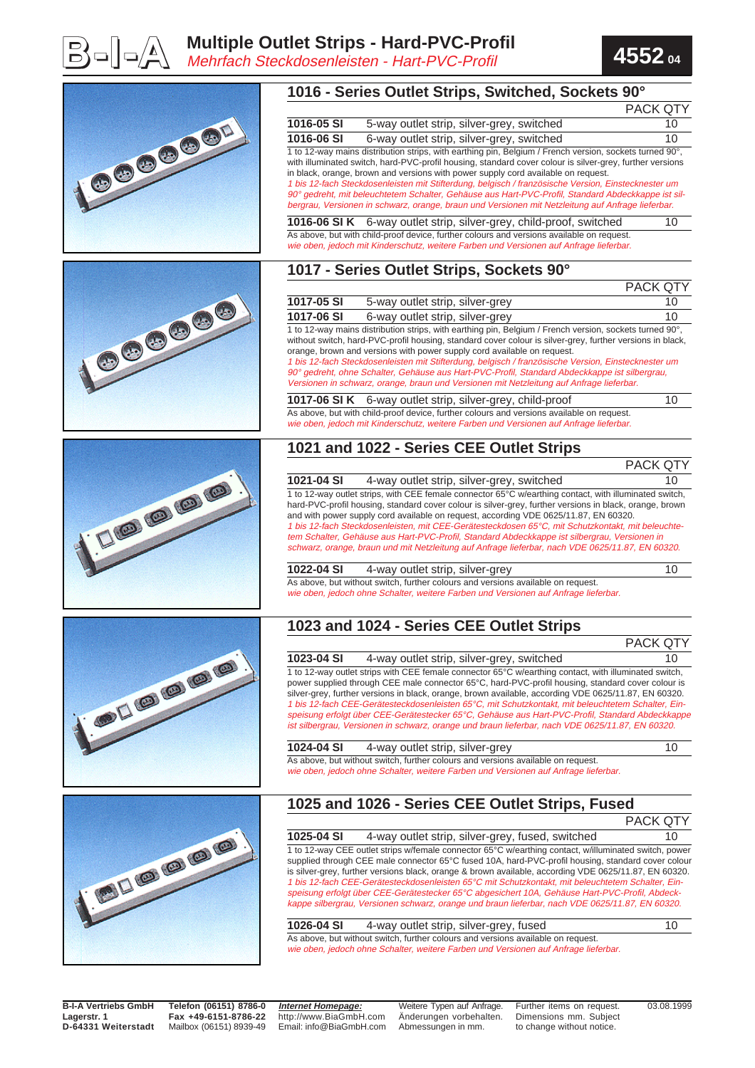# Multiple Outlet Strips - Hard-PVC-Profil

*Mehrfach Steckdosenleisten - Hart-PVC-Profil*

**4552** 04

## 1016 - Series Outlet Strips, Switched, Sockets 90°

| | | PACK QTY |
|---|---|---|
| **1016-05 SI** | 5-way outlet strip, silver-grey, switched | 10 |
| **1016-06 SI** | 6-way outlet strip, silver-grey, switched | 10 |

1 to 12-way mains distribution strips, with earthing pin, Belgium / French version, sockets turned 90°, with illuminated switch, hard-PVC-profil housing, standard cover colour is silver-grey, further versions in black, orange, brown and versions with power supply cord available on request.

*1 bis 12-fach Steckdosenleisten mit Stifterdung, belgisch / französische Version, Einstecknester um 90° gedreht, mit beleuchtem Schalter, Gehäuse aus Hart-PVC-Profil, Standard Abdeckkappe ist silbergrau, Versionen in schwarz, orange, braun und Versionen mit Netzleitung auf Anfrage lieferbar.*

| | | |
|---|---|---|
| **1016-06 SI K** | 6-way outlet strip, silver-grey, child-proof, switched | 10 |

As above, but with child-proof device, further colours and versions available on request.

*wie oben, jedoch mit Kinderschutz, weitere Farben und Versionen auf Anfrage lieferbar.*

## 1017 - Series Outlet Strips, Sockets 90°

| | | PACK QTY |
|---|---|---|
| **1017-05 SI** | 5-way outlet strip, silver-grey | 10 |
| **1017-06 SI** | 6-way outlet strip, silver-grey | 10 |

1 to 12-way mains distribution strips, with earthing pin, Belgium / French version, sockets turned 90°, without switch, hard-PVC-profil housing, standard cover colour is silver-grey, further versions in black, orange, brown and versions with power supply cord available on request.

*1 bis 12-fach Steckdosenleisten mit Stifterdung, belgisch / französische Version, Einstecknester um 90° gedreht, ohne Schalter, Gehäuse aus Hart-PVC-Profil, Standard Abdeckkappe ist silbergrau, Versionen in schwarz, orange, braun und Versionen mit Netzleitung auf Anfrage lieferbar.*

| | | |
|---|---|---|
| **1017-06 SI K** | 6-way outlet strip, silver-grey, child-proof | 10 |

As above, but with child-proof device, further colours and versions available on request.

*wie oben, jedoch mit Kinderschutz, weitere Farben und Versionen auf Anfrage lieferbar.*

## 1021 and 1022 - Series CEE Outlet Strips

| | | PACK QTY |
|---|---|---|
| **1021-04 SI** | 4-way outlet strip, silver-grey, switched | 10 |

1 to 12-way outlet strips, with CEE female connector 65°C w/earthing contact, with illuminated switch, hard-PVC-profil housing, standard cover colour is silver-grey, further versions in black, orange, brown and with power supply cord available on request, according VDE 0625/11.87, EN 60320.

*1 bis 12-fach Steckdosenleisten, mit CEE-Gerätesteckdosen 65°C, mit Schutzkontakt, mit beleuchtetem Schalter, Gehäuse aus Hart-PVC-Profil, Standard Abdeckkappe ist silbergrau, Versionen in schwarz, orange, braun und mit Netzleitung auf Anfrage lieferbar, nach VDE 0625/11.87, EN 60320.*

| | | |
|---|---|---|
| **1022-04 SI** | 4-way outlet strip, silver-grey | 10 |

As above, but without switch, further colours and versions available on request.

*wie oben, jedoch ohne Schalter, weitere Farben und Versionen auf Anfrage lieferbar.*

## 1023 and 1024 - Series CEE Outlet Strips

| | | PACK QTY |
|---|---|---|
| **1023-04 SI** | 4-way outlet strip, silver-grey, switched | 10 |

1 to 12-way outlet strips with CEE female connector 65°C w/earthing contact, with illuminated switch, power supplied through CEE male connector 65°C, hard-PVC-profil housing, standard cover colour is silver-grey, further versions in black, orange, brown available, according VDE 0625/11.87, EN 60320.

*1 bis 12-fach CEE-Gerätesteckdosenleisten 65°C, mit Schutzkontakt, mit beleuchtetem Schalter, Einspeisung erfolgt über CEE-Gerätestecker 65°C, Gehäuse aus Hart-PVC-Profil, Standard Abdeckkappe ist silbergrau, Versionen in schwarz, orange und braun lieferbar, nach VDE 0625/11.87, EN 60320.*

| | | |
|---|---|---|
| **1024-04 SI** | 4-way outlet strip, silver-grey | 10 |

As above, but without switch, further colours and versions available on request.

*wie oben, jedoch ohne Schalter, weitere Farben und Versionen auf Anfrage lieferbar.*

## 1025 and 1026 - Series CEE Outlet Strips, Fused

| | | PACK QTY |
|---|---|---|
| **1025-04 SI** | 4-way outlet strip, silver-grey, fused, switched | 10 |

1 to 12-way CEE outlet strips w/female connector 65°C w/earthing contact, w/illuminated switch, power supplied through CEE male connector 65°C fused 10A, hard-PVC-profil housing, standard cover colour is silver-grey, further versions black, orange & brown available, according VDE 0625/11.87, EN 60320.

*1 bis 12-fach CEE-Gerätesteckdosenleisten 65°C mit Schutzkontakt, mit beleuchtetem Schalter, Einspeisung erfolgt über CEE-Gerätestecker 65°C abgesichert 10A, Gehäuse Hart-PVC-Profil, Abdeckkappe silbergrau, Versionen schwarz, orange und braun lieferbar, nach VDE 0625/11.87, EN 60320.*

| | | |
|---|---|---|
| **1026-04 SI** | 4-way outlet strip, silver-grey, fused | 10 |

As above, but without switch, further colours and versions available on request.

*wie oben, jedoch ohne Schalter, weitere Farben und Versionen auf Anfrage lieferbar.*

---

**B-I-A Vertriebs GmbH**
**Lagerstr. 1**
**D-64331 Weiterstadt**

**Telefon (06151) 8786-0**
**Fax +49-6151-8786-22**
Mailbox (06151) 8939-49

***Internet Homepage:***
http://www.BiaGmbH.com
Email: info@BiaGmbH.com

Weitere Typen auf Anfrage.
Änderungen vorbehalten.
Abmessungen in mm.

Further items on request.
Dimensions mm. Subject to change without notice.

03.08.1999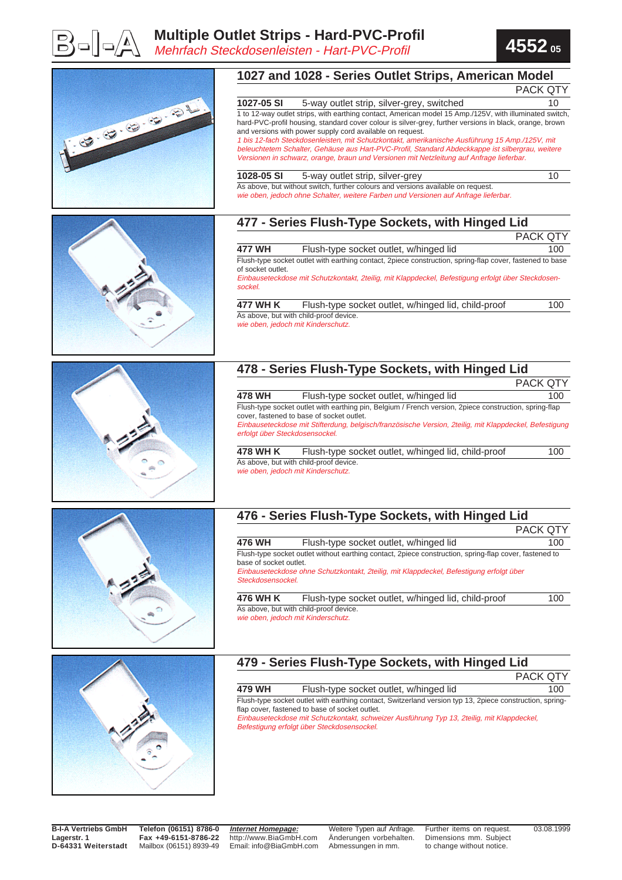# Multiple Outlet Strips - Hard-PVC-Profil

*Mehrfach Steckdosenleisten - Hart-PVC-Profil*

**4552** 05

## 1027 and 1028 - Series Outlet Strips, American Model

| | | PACK QTY |
|---|---|---|
| **1027-05 SI** | 5-way outlet strip, silver-grey, switched | 10 |

1 to 12-way outlet strips, with earthing contact, American model 15 Amp./125V, with illuminated switch, hard-PVC-profil housing, standard cover colour is silver-grey, further versions in black, orange, brown and versions with power supply cord available on request.

*1 bis 12-fach Steckdosenleisten, mit Schutzkontakt, amerikanische Ausführung 15 Amp./125V, mit beleuchtetem Schalter, Gehäuse aus Hart-PVC-Profil, Standard Abdeckkappe ist silbergrau, weitere Versionen in schwarz, orange, braun und Versionen mit Netzleitung auf Anfrage lieferbar.*

| | | |
|---|---|---|
| **1028-05 SI** | 5-way outlet strip, silver-grey | 10 |

As above, but without switch, further colours and versions available on request.

*wie oben, jedoch ohne Schalter, weitere Farben und Versionen auf Anfrage lieferbar.*

## 477 - Series Flush-Type Sockets, with Hinged Lid

| | | PACK QTY |
|---|---|---|
| **477 WH** | Flush-type socket outlet, w/hinged lid | 100 |

Flush-type socket outlet with earthing contact, 2piece construction, spring-flap cover, fastened to base of socket outlet.

*Einbausteckdose mit Schutzkontakt, 2teilig, mit Klappdeckel, Befestigung erfolgt über Steckdosen-sockel.*

| | | |
|---|---|---|
| **477 WH K** | Flush-type socket outlet, w/hinged lid, child-proof | 100 |

As above, but with child-proof device.

*wie oben, jedoch mit Kinderschutz.*

## 478 - Series Flush-Type Sockets, with Hinged Lid

| | | PACK QTY |
|---|---|---|
| **478 WH** | Flush-type socket outlet, w/hinged lid | 100 |

Flush-type socket outlet with earthing pin, Belgium / French version, 2piece construction, spring-flap cover, fastened to base of socket outlet.

*Einbausteckdose mit Stifterdung, belgisch/französische Version, 2teilig, mit Klappdeckel, Befestigung erfolgt über Steckdosensockel.*

| | | |
|---|---|---|
| **478 WH K** | Flush-type socket outlet, w/hinged lid, child-proof | 100 |

As above, but with child-proof device.

*wie oben, jedoch mit Kinderschutz.*

## 476 - Series Flush-Type Sockets, with Hinged Lid

| | | PACK QTY |
|---|---|---|
| **476 WH** | Flush-type socket outlet, w/hinged lid | 100 |

Flush-type socket outlet without earthing contact, 2piece construction, spring-flap cover, fastened to base of socket outlet.

*Einbausteckdose ohne Schutzkontakt, 2teilig, mit Klappdeckel, Befestigung erfolgt über Steckdosensockel.*

| | | |
|---|---|---|
| **476 WH K** | Flush-type socket outlet, w/hinged lid, child-proof | 100 |

As above, but with child-proof device.

*wie oben, jedoch mit Kinderschutz.*

## 479 - Series Flush-Type Sockets, with Hinged Lid

| | | PACK QTY |
|---|---|---|
| **479 WH** | Flush-type socket outlet, w/hinged lid | 100 |

Flush-type socket outlet with earthing contact, Switzerland version typ 13, 2piece construction, spring-flap cover, fastened to base of socket outlet.

*Einbausteckdose mit Schutzkontakt, schweizer Ausführung Typ 13, 2teilig, mit Klappdeckel, Befestigung erfolgt über Steckdosensockel.*

**B-I-A Vertriebs GmbH**
**Lagerstr. 1**
**D-64331 Weiterstadt**

**Telefon (06151) 8786-0**
**Fax +49-6151-8786-22**
Mailbox (06151) 8939-49

***Internet Homepage:***
http://www.BiaGmbH.com
Email: info@BiaGmbH.com

Weitere Typen auf Anfrage. Änderungen vorbehalten. Abmessungen in mm.

Further items on request. Dimensions mm. Subject to change without notice.

03.08.1999